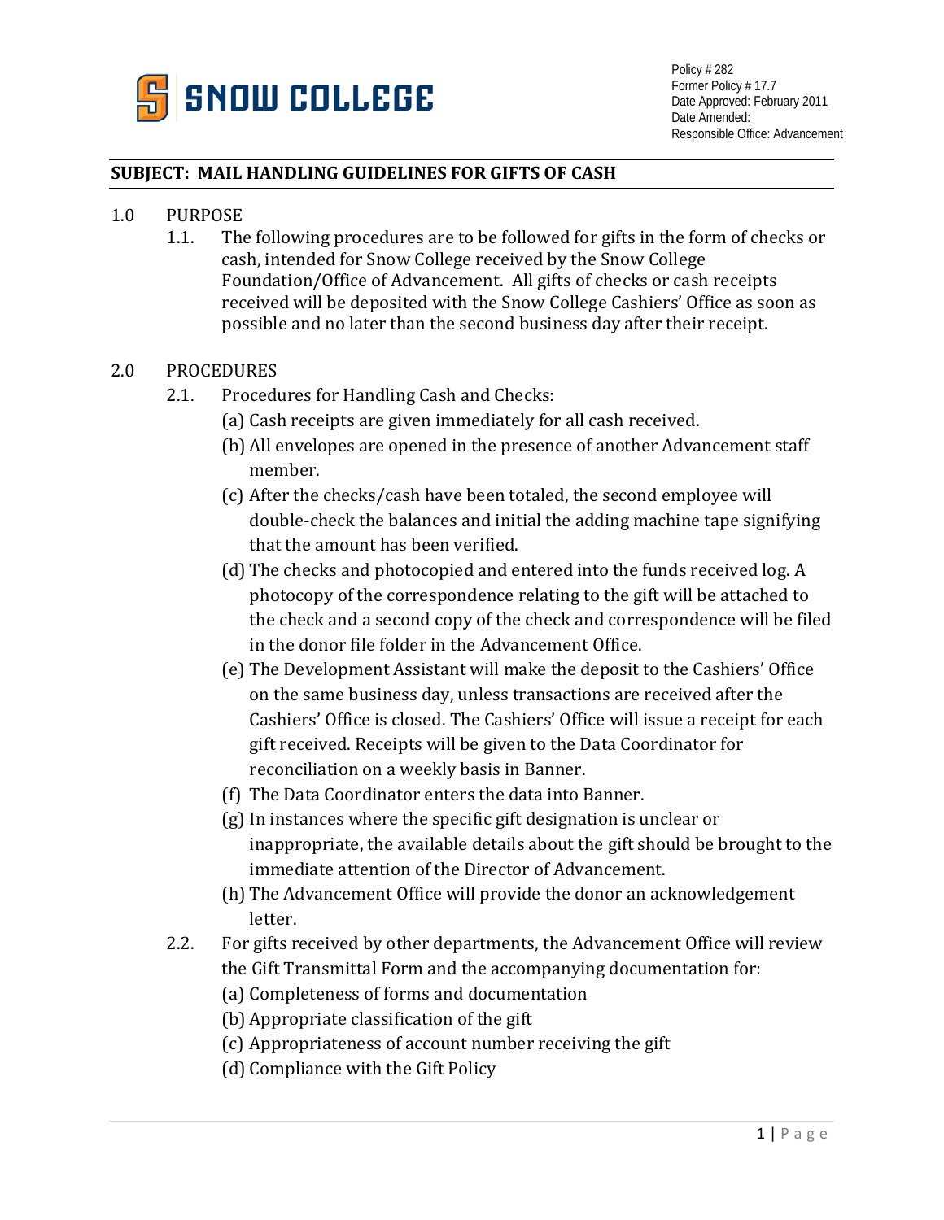SNOW COLLEGE

Policy # 282
Former Policy # 17.7
Date Approved: February 2011
Date Amended:
Responsible Office: Advancement

## SUBJECT: MAIL HANDLING GUIDELINES FOR GIFTS OF CASH

1.0 PURPOSE

1.1. The following procedures are to be followed for gifts in the form of checks or cash, intended for Snow College received by the Snow College Foundation/Office of Advancement. All gifts of checks or cash receipts received will be deposited with the Snow College Cashiers' Office as soon as possible and no later than the second business day after their receipt.

2.0 PROCEDURES

2.1. Procedures for Handling Cash and Checks:

(a) Cash receipts are given immediately for all cash received.

(b) All envelopes are opened in the presence of another Advancement staff member.

(c) After the checks/cash have been totaled, the second employee will double-check the balances and initial the adding machine tape signifying that the amount has been verified.

(d) The checks and photocopied and entered into the funds received log. A photocopy of the correspondence relating to the gift will be attached to the check and a second copy of the check and correspondence will be filed in the donor file folder in the Advancement Office.

(e) The Development Assistant will make the deposit to the Cashiers' Office on the same business day, unless transactions are received after the Cashiers' Office is closed. The Cashiers' Office will issue a receipt for each gift received. Receipts will be given to the Data Coordinator for reconciliation on a weekly basis in Banner.

(f) The Data Coordinator enters the data into Banner.

(g) In instances where the specific gift designation is unclear or inappropriate, the available details about the gift should be brought to the immediate attention of the Director of Advancement.

(h) The Advancement Office will provide the donor an acknowledgement letter.

2.2. For gifts received by other departments, the Advancement Office will review the Gift Transmittal Form and the accompanying documentation for:

(a) Completeness of forms and documentation

(b) Appropriate classification of the gift

(c) Appropriateness of account number receiving the gift

(d) Compliance with the Gift Policy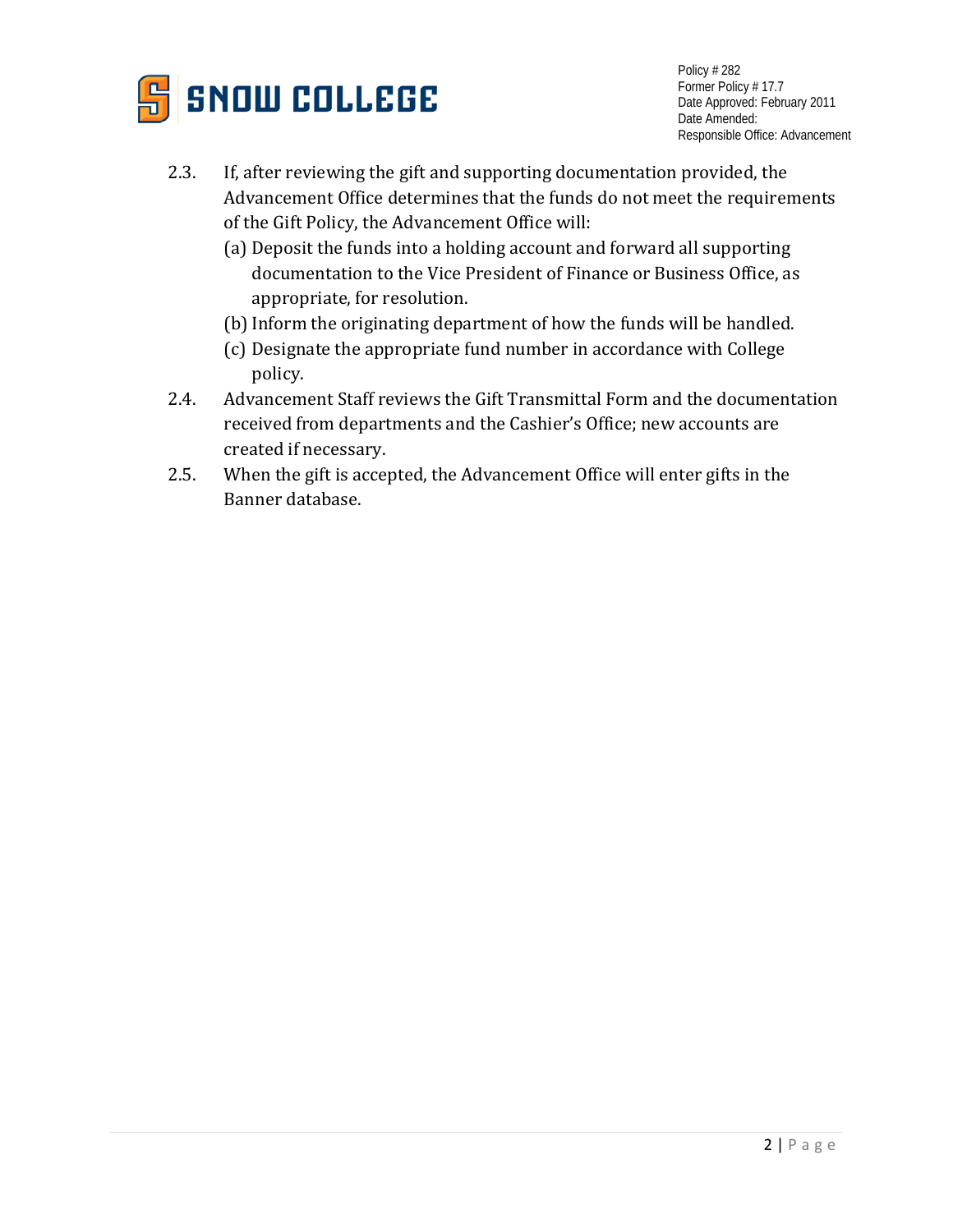2.3. If, after reviewing the gift and supporting documentation provided, the Advancement Office determines that the funds do not meet the requirements of the Gift Policy, the Advancement Office will:

  (a) Deposit the funds into a holding account and forward all supporting documentation to the Vice President of Finance or Business Office, as appropriate, for resolution.

  (b) Inform the originating department of how the funds will be handled.

  (c) Designate the appropriate fund number in accordance with College policy.

2.4. Advancement Staff reviews the Gift Transmittal Form and the documentation received from departments and the Cashier's Office; new accounts are created if necessary.

2.5. When the gift is accepted, the Advancement Office will enter gifts in the Banner database.